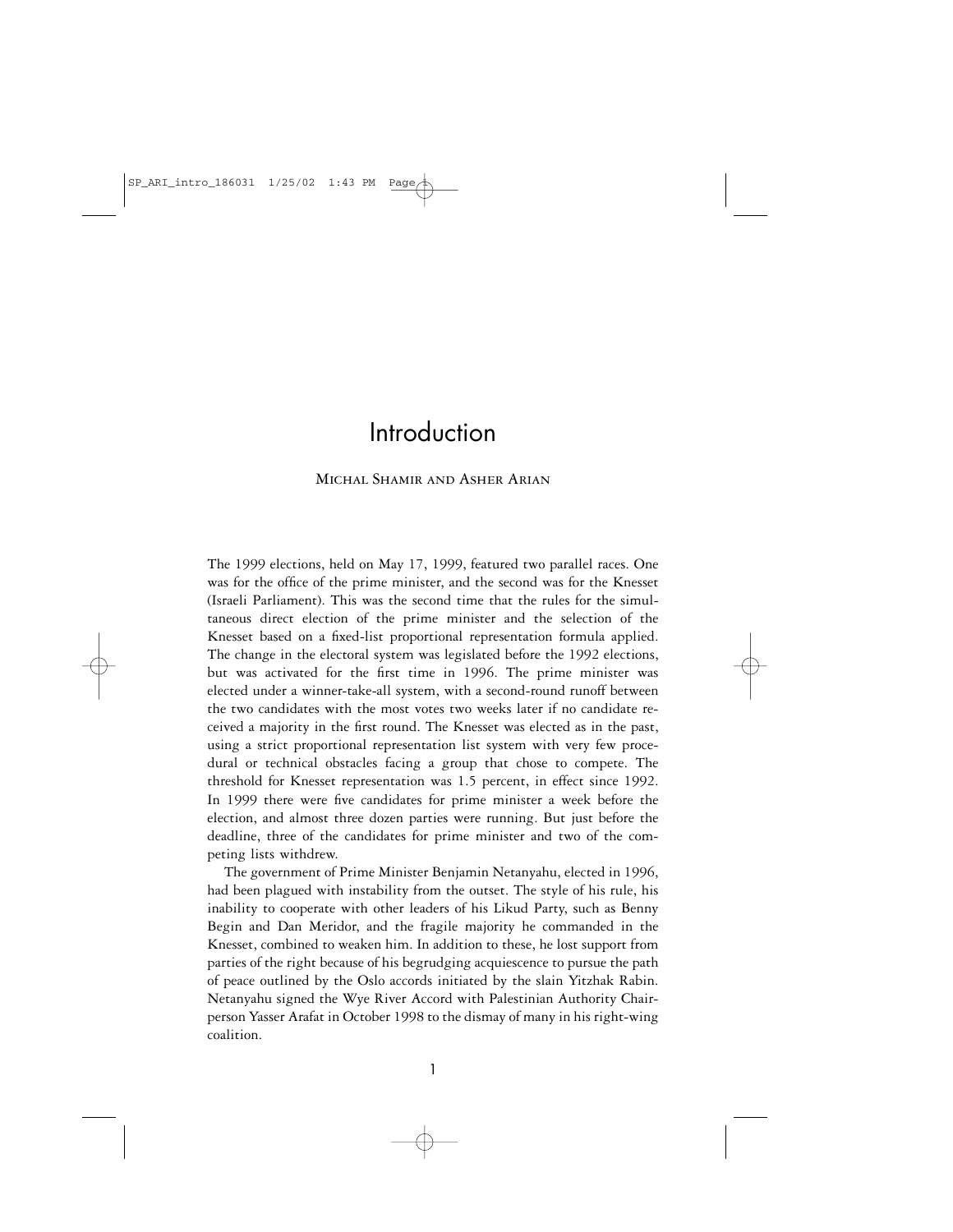# Introduction

Michal Shamir and Asher Arian

The 1999 elections, held on May 17, 1999, featured two parallel races. One was for the office of the prime minister, and the second was for the Knesset (Israeli Parliament). This was the second time that the rules for the simultaneous direct election of the prime minister and the selection of the Knesset based on a fixed-list proportional representation formula applied. The change in the electoral system was legislated before the 1992 elections, but was activated for the first time in 1996. The prime minister was elected under a winner-take-all system, with a second-round runoff between the two candidates with the most votes two weeks later if no candidate received a majority in the first round. The Knesset was elected as in the past, using a strict proportional representation list system with very few procedural or technical obstacles facing a group that chose to compete. The threshold for Knesset representation was 1.5 percent, in effect since 1992. In 1999 there were five candidates for prime minister a week before the election, and almost three dozen parties were running. But just before the deadline, three of the candidates for prime minister and two of the competing lists withdrew.

The government of Prime Minister Benjamin Netanyahu, elected in 1996, had been plagued with instability from the outset. The style of his rule, his inability to cooperate with other leaders of his Likud Party, such as Benny Begin and Dan Meridor, and the fragile majority he commanded in the Knesset, combined to weaken him. In addition to these, he lost support from parties of the right because of his begrudging acquiescence to pursue the path of peace outlined by the Oslo accords initiated by the slain Yitzhak Rabin. Netanyahu signed the Wye River Accord with Palestinian Authority Chairperson Yasser Arafat in October 1998 to the dismay of many in his right-wing coalition.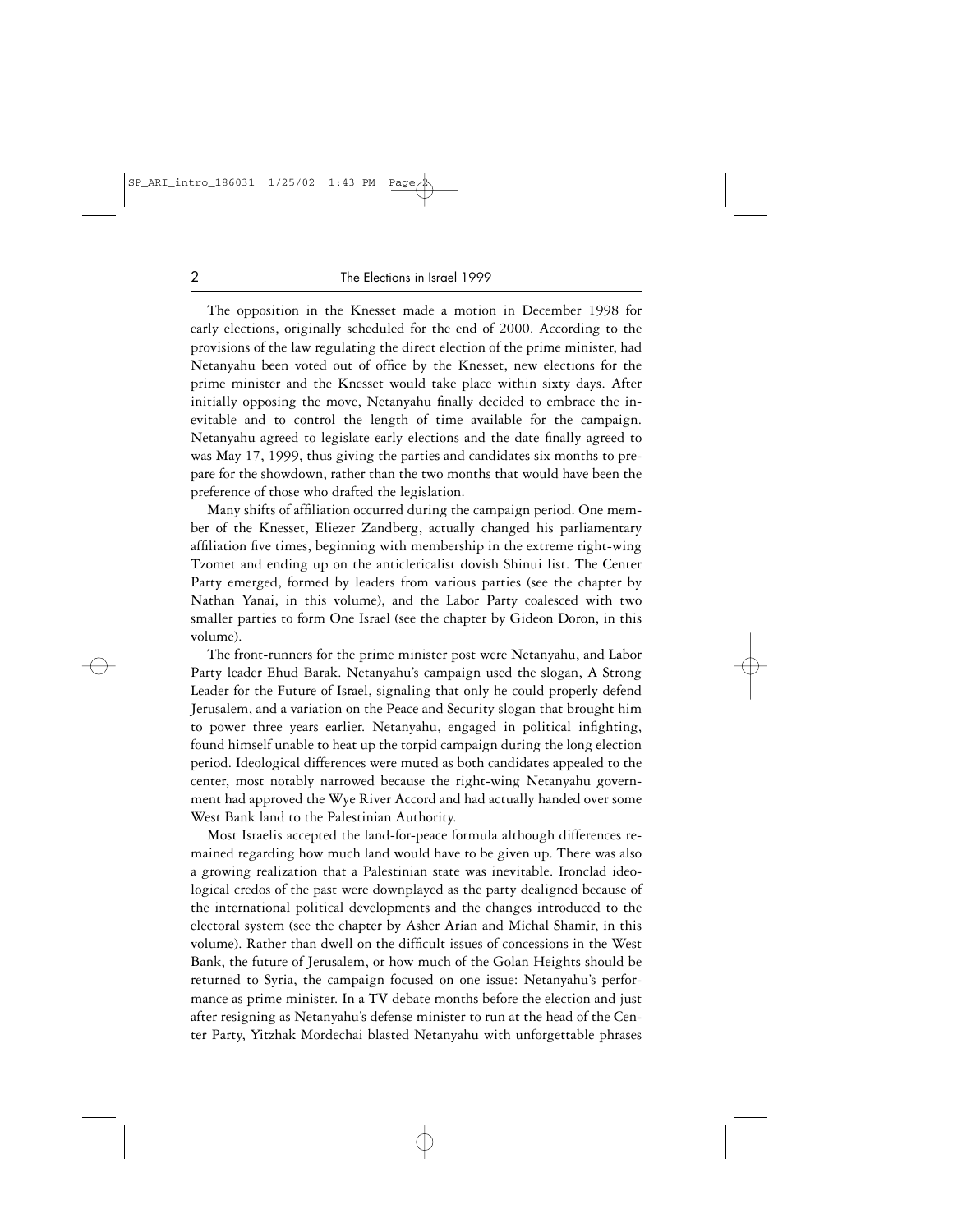The opposition in the Knesset made a motion in December 1998 for early elections, originally scheduled for the end of 2000. According to the provisions of the law regulating the direct election of the prime minister, had Netanyahu been voted out of office by the Knesset, new elections for the prime minister and the Knesset would take place within sixty days. After initially opposing the move, Netanyahu finally decided to embrace the inevitable and to control the length of time available for the campaign. Netanyahu agreed to legislate early elections and the date finally agreed to was May 17, 1999, thus giving the parties and candidates six months to prepare for the showdown, rather than the two months that would have been the preference of those who drafted the legislation.

Many shifts of affiliation occurred during the campaign period. One member of the Knesset, Eliezer Zandberg, actually changed his parliamentary affiliation five times, beginning with membership in the extreme right-wing Tzomet and ending up on the anticlericalist dovish Shinui list. The Center Party emerged, formed by leaders from various parties (see the chapter by Nathan Yanai, in this volume), and the Labor Party coalesced with two smaller parties to form One Israel (see the chapter by Gideon Doron, in this volume).

The front-runners for the prime minister post were Netanyahu, and Labor Party leader Ehud Barak. Netanyahu's campaign used the slogan, A Strong Leader for the Future of Israel, signaling that only he could properly defend Jerusalem, and a variation on the Peace and Security slogan that brought him to power three years earlier. Netanyahu, engaged in political infighting, found himself unable to heat up the torpid campaign during the long election period. Ideological differences were muted as both candidates appealed to the center, most notably narrowed because the right-wing Netanyahu government had approved the Wye River Accord and had actually handed over some West Bank land to the Palestinian Authority.

Most Israelis accepted the land-for-peace formula although differences remained regarding how much land would have to be given up. There was also a growing realization that a Palestinian state was inevitable. Ironclad ideological credos of the past were downplayed as the party dealigned because of the international political developments and the changes introduced to the electoral system (see the chapter by Asher Arian and Michal Shamir, in this volume). Rather than dwell on the difficult issues of concessions in the West Bank, the future of Jerusalem, or how much of the Golan Heights should be returned to Syria, the campaign focused on one issue: Netanyahu's performance as prime minister. In a TV debate months before the election and just after resigning as Netanyahu's defense minister to run at the head of the Center Party, Yitzhak Mordechai blasted Netanyahu with unforgettable phrases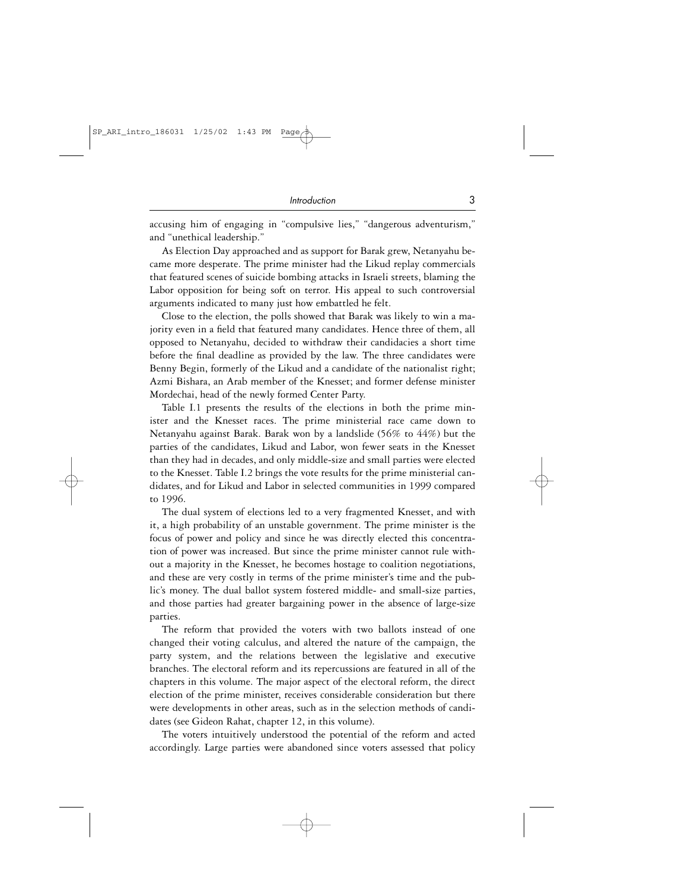accusing him of engaging in "compulsive lies," "dangerous adventurism," and "unethical leadership."

As Election Day approached and as support for Barak grew, Netanyahu became more desperate. The prime minister had the Likud replay commercials that featured scenes of suicide bombing attacks in Israeli streets, blaming the Labor opposition for being soft on terror. His appeal to such controversial arguments indicated to many just how embattled he felt.

Close to the election, the polls showed that Barak was likely to win a majority even in a field that featured many candidates. Hence three of them, all opposed to Netanyahu, decided to withdraw their candidacies a short time before the final deadline as provided by the law. The three candidates were Benny Begin, formerly of the Likud and a candidate of the nationalist right; Azmi Bishara, an Arab member of the Knesset; and former defense minister Mordechai, head of the newly formed Center Party.

Table I.1 presents the results of the elections in both the prime minister and the Knesset races. The prime ministerial race came down to Netanyahu against Barak. Barak won by a landslide (56% to 44%) but the parties of the candidates, Likud and Labor, won fewer seats in the Knesset than they had in decades, and only middle-size and small parties were elected to the Knesset. Table I.2 brings the vote results for the prime ministerial candidates, and for Likud and Labor in selected communities in 1999 compared to 1996.

The dual system of elections led to a very fragmented Knesset, and with it, a high probability of an unstable government. The prime minister is the focus of power and policy and since he was directly elected this concentration of power was increased. But since the prime minister cannot rule without a majority in the Knesset, he becomes hostage to coalition negotiations, and these are very costly in terms of the prime minister's time and the public's money. The dual ballot system fostered middle- and small-size parties, and those parties had greater bargaining power in the absence of large-size parties.

The reform that provided the voters with two ballots instead of one changed their voting calculus, and altered the nature of the campaign, the party system, and the relations between the legislative and executive branches. The electoral reform and its repercussions are featured in all of the chapters in this volume. The major aspect of the electoral reform, the direct election of the prime minister, receives considerable consideration but there were developments in other areas, such as in the selection methods of candidates (see Gideon Rahat, chapter 12, in this volume).

The voters intuitively understood the potential of the reform and acted accordingly. Large parties were abandoned since voters assessed that policy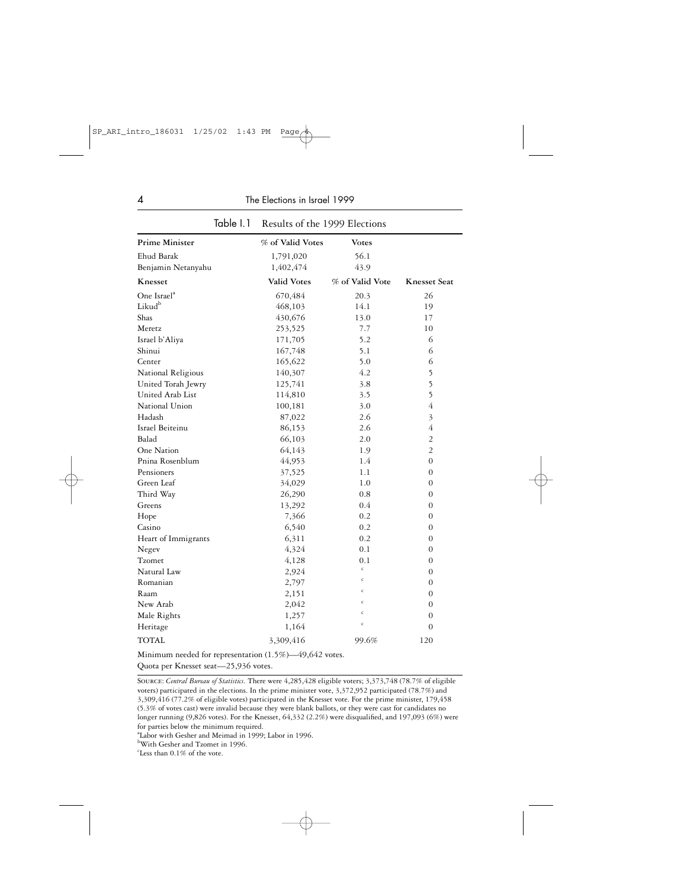Table I.1 Results of the 1999 Elections

| Prime Minister | % of Valid Votes | Votes | |
|---|---|---|---|
| Ehud Barak | 1,791,020 | 56.1 | |
| Benjamin Netanyahu | 1,402,474 | 43.9 | |
| **Knesset** | **Valid Votes** | **% of Valid Vote** | **Knesset Seat** |
| One Israel[a] | 670,484 | 20.3 | 26 |
| Likud[b] | 468,103 | 14.1 | 19 |
| Shas | 430,676 | 13.0 | 17 |
| Meretz | 253,525 | 7.7 | 10 |
| Israel b'Aliya | 171,705 | 5.2 | 6 |
| Shinui | 167,748 | 5.1 | 6 |
| Center | 165,622 | 5.0 | 6 |
| National Religious | 140,307 | 4.2 | 5 |
| United Torah Jewry | 125,741 | 3.8 | 5 |
| United Arab List | 114,810 | 3.5 | 5 |
| National Union | 100,181 | 3.0 | 4 |
| Hadash | 87,022 | 2.6 | 3 |
| Israel Beiteinu | 86,153 | 2.6 | 4 |
| Balad | 66,103 | 2.0 | 2 |
| One Nation | 64,143 | 1.9 | 2 |
| Pnina Rosenblum | 44,953 | 1.4 | 0 |
| Pensioners | 37,525 | 1.1 | 0 |
| Green Leaf | 34,029 | 1.0 | 0 |
| Third Way | 26,290 | 0.8 | 0 |
| Greens | 13,292 | 0.4 | 0 |
| Hope | 7,366 | 0.2 | 0 |
| Casino | 6,540 | 0.2 | 0 |
| Heart of Immigrants | 6,311 | 0.2 | 0 |
| Negev | 4,324 | 0.1 | 0 |
| Tzomet | 4,128 | 0.1 | 0 |
| Natural Law | 2,924 | [c] | 0 |
| Romanian | 2,797 | [c] | 0 |
| Raam | 2,151 | [c] | 0 |
| New Arab | 2,042 | [c] | 0 |
| Male Rights | 1,257 | [c] | 0 |
| Heritage | 1,164 | [c] | 0 |
| TOTAL | 3,309,416 | 99.6% | 120 |

Minimum needed for representation (1.5%)—49,642 votes.

Quota per Knesset seat—25,936 votes.

SOURCE: *Central Bureau of Statistics.* There were 4,285,428 eligible voters; 3,373,748 (78.7% of eligible voters) participated in the elections. In the prime minister vote, 3,372,952 participated (78.7%) and 3,309,416 (77.2% of eligible votes) participated in the Knesset vote. For the prime minister, 179,458 (5.3% of votes cast) were invalid because they were blank ballots, or they were cast for candidates no longer running (9,826 votes). For the Knesset, 64,332 (2.2%) were disqualified, and 197,093 (6%) were for parties below the minimum required.

[a]Labor with Gesher and Meimad in 1999; Labor in 1996.

[b]With Gesher and Tzomet in 1996.

[c]Less than 0.1% of the vote.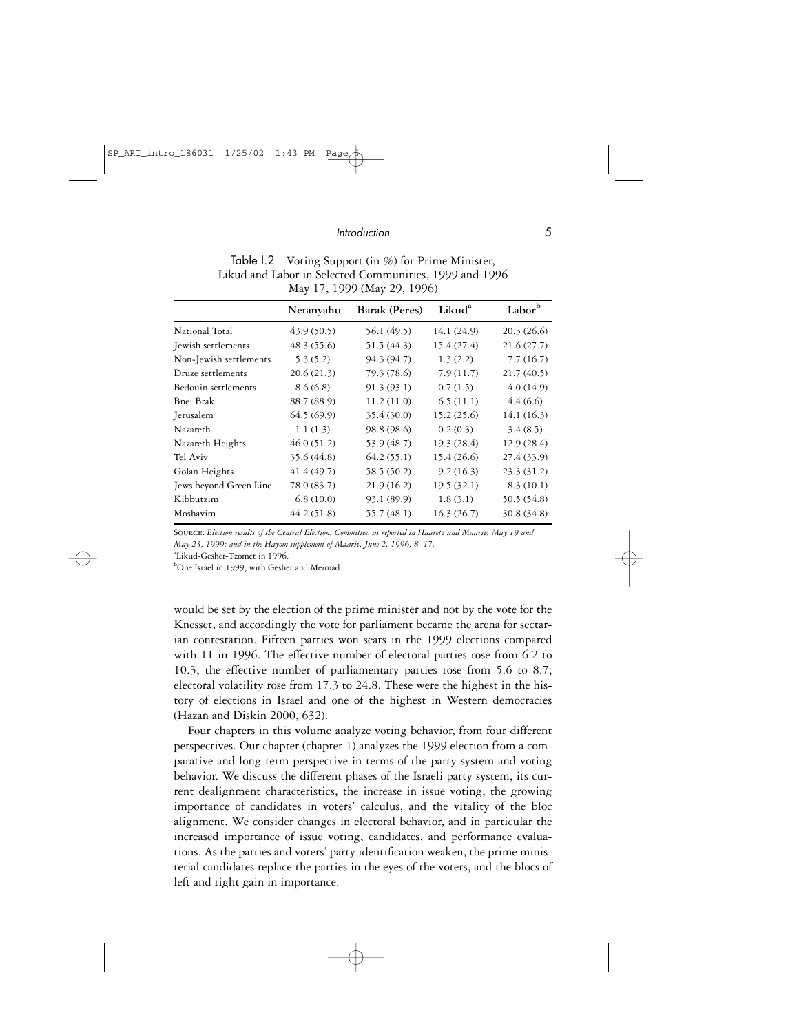Table I.2 Voting Support (in %) for Prime Minister, Likud and Labor in Selected Communities, 1999 and 1996 May 17, 1999 (May 29, 1996)

| | Netanyahu | Barak (Peres) | Likud[a] | Labor[b] |
|---|---|---|---|---|
| National Total | 43.9 (50.5) | 56.1 (49.5) | 14.1 (24.9) | 20.3 (26.6) |
| Jewish settlements | 48.3 (55.6) | 51.5 (44.3) | 15.4 (27.4) | 21.6 (27.7) |
| Non-Jewish settlements | 5.3 (5.2) | 94.3 (94.7) | 1.3 (2.2) | 7.7 (16.7) |
| Druze settlements | 20.6 (21.3) | 79.3 (78.6) | 7.9 (11.7) | 21.7 (40.5) |
| Bedouin settlements | 8.6 (6.8) | 91.3 (93.1) | 0.7 (1.5) | 4.0 (14.9) |
| Bnei Brak | 88.7 (88.9) | 11.2 (11.0) | 6.5 (11.1) | 4.4 (6.6) |
| Jerusalem | 64.5 (69.9) | 35.4 (30.0) | 15.2 (25.6) | 14.1 (16.3) |
| Nazareth | 1.1 (1.3) | 98.8 (98.6) | 0.2 (0.3) | 3.4 (8.5) |
| Nazareth Heights | 46.0 (51.2) | 53.9 (48.7) | 19.3 (28.4) | 12.9 (28.4) |
| Tel Aviv | 35.6 (44.8) | 64.2 (55.1) | 15.4 (26.6) | 27.4 (33.9) |
| Golan Heights | 41.4 (49.7) | 58.5 (50.2) | 9.2 (16.3) | 23.3 (31.2) |
| Jews beyond Green Line | 78.0 (83.7) | 21.9 (16.2) | 19.5 (32.1) | 8.3 (10.1) |
| Kibbutzim | 6.8 (10.0) | 93.1 (89.9) | 1.8 (3.1) | 50.5 (54.8) |
| Moshavim | 44.2 (51.8) | 55.7 (48.1) | 16.3 (26.7) | 30.8 (34.8) |

SOURCE: *Election results of the Central Elections Committee, as reported in Haaretz and Maariv, May 19 and May 23, 1999; and in the Hayom supplement of Maariv, June 2, 1996, 8–17.*

[a]Likud-Gesher-Tzomet in 1996.

[b]One Israel in 1999, with Gesher and Meimad.

would be set by the election of the prime minister and not by the vote for the Knesset, and accordingly the vote for parliament became the arena for sectarian contestation. Fifteen parties won seats in the 1999 elections compared with 11 in 1996. The effective number of electoral parties rose from 6.2 to 10.3; the effective number of parliamentary parties rose from 5.6 to 8.7; electoral volatility rose from 17.3 to 24.8. These were the highest in the history of elections in Israel and one of the highest in Western democracies (Hazan and Diskin 2000, 632).

Four chapters in this volume analyze voting behavior, from four different perspectives. Our chapter (chapter 1) analyzes the 1999 election from a comparative and long-term perspective in terms of the party system and voting behavior. We discuss the different phases of the Israeli party system, its current dealignment characteristics, the increase in issue voting, the growing importance of candidates in voters' calculus, and the vitality of the bloc alignment. We consider changes in electoral behavior, and in particular the increased importance of issue voting, candidates, and performance evaluations. As the parties and voters' party identification weaken, the prime ministerial candidates replace the parties in the eyes of the voters, and the blocs of left and right gain in importance.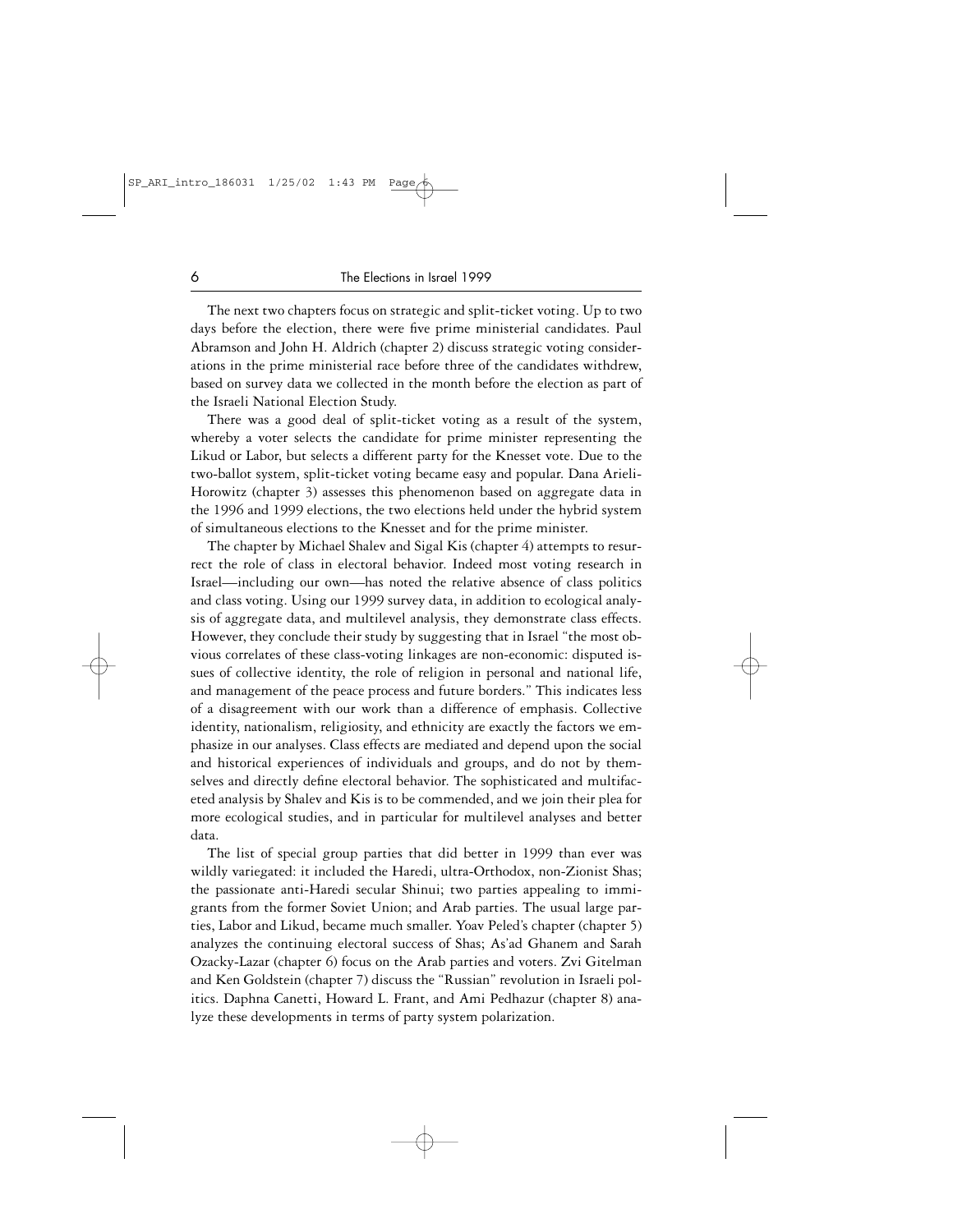The next two chapters focus on strategic and split-ticket voting. Up to two days before the election, there were five prime ministerial candidates. Paul Abramson and John H. Aldrich (chapter 2) discuss strategic voting considerations in the prime ministerial race before three of the candidates withdrew, based on survey data we collected in the month before the election as part of the Israeli National Election Study.

There was a good deal of split-ticket voting as a result of the system, whereby a voter selects the candidate for prime minister representing the Likud or Labor, but selects a different party for the Knesset vote. Due to the two-ballot system, split-ticket voting became easy and popular. Dana Arieli-Horowitz (chapter 3) assesses this phenomenon based on aggregate data in the 1996 and 1999 elections, the two elections held under the hybrid system of simultaneous elections to the Knesset and for the prime minister.

The chapter by Michael Shalev and Sigal Kis (chapter 4) attempts to resurrect the role of class in electoral behavior. Indeed most voting research in Israel—including our own—has noted the relative absence of class politics and class voting. Using our 1999 survey data, in addition to ecological analysis of aggregate data, and multilevel analysis, they demonstrate class effects. However, they conclude their study by suggesting that in Israel "the most obvious correlates of these class-voting linkages are non-economic: disputed issues of collective identity, the role of religion in personal and national life, and management of the peace process and future borders." This indicates less of a disagreement with our work than a difference of emphasis. Collective identity, nationalism, religiosity, and ethnicity are exactly the factors we emphasize in our analyses. Class effects are mediated and depend upon the social and historical experiences of individuals and groups, and do not by themselves and directly define electoral behavior. The sophisticated and multifaceted analysis by Shalev and Kis is to be commended, and we join their plea for more ecological studies, and in particular for multilevel analyses and better data.

The list of special group parties that did better in 1999 than ever was wildly variegated: it included the Haredi, ultra-Orthodox, non-Zionist Shas; the passionate anti-Haredi secular Shinui; two parties appealing to immigrants from the former Soviet Union; and Arab parties. The usual large parties, Labor and Likud, became much smaller. Yoav Peled's chapter (chapter 5) analyzes the continuing electoral success of Shas; As'ad Ghanem and Sarah Ozacky-Lazar (chapter 6) focus on the Arab parties and voters. Zvi Gitelman and Ken Goldstein (chapter 7) discuss the "Russian" revolution in Israeli politics. Daphna Canetti, Howard L. Frant, and Ami Pedhazur (chapter 8) analyze these developments in terms of party system polarization.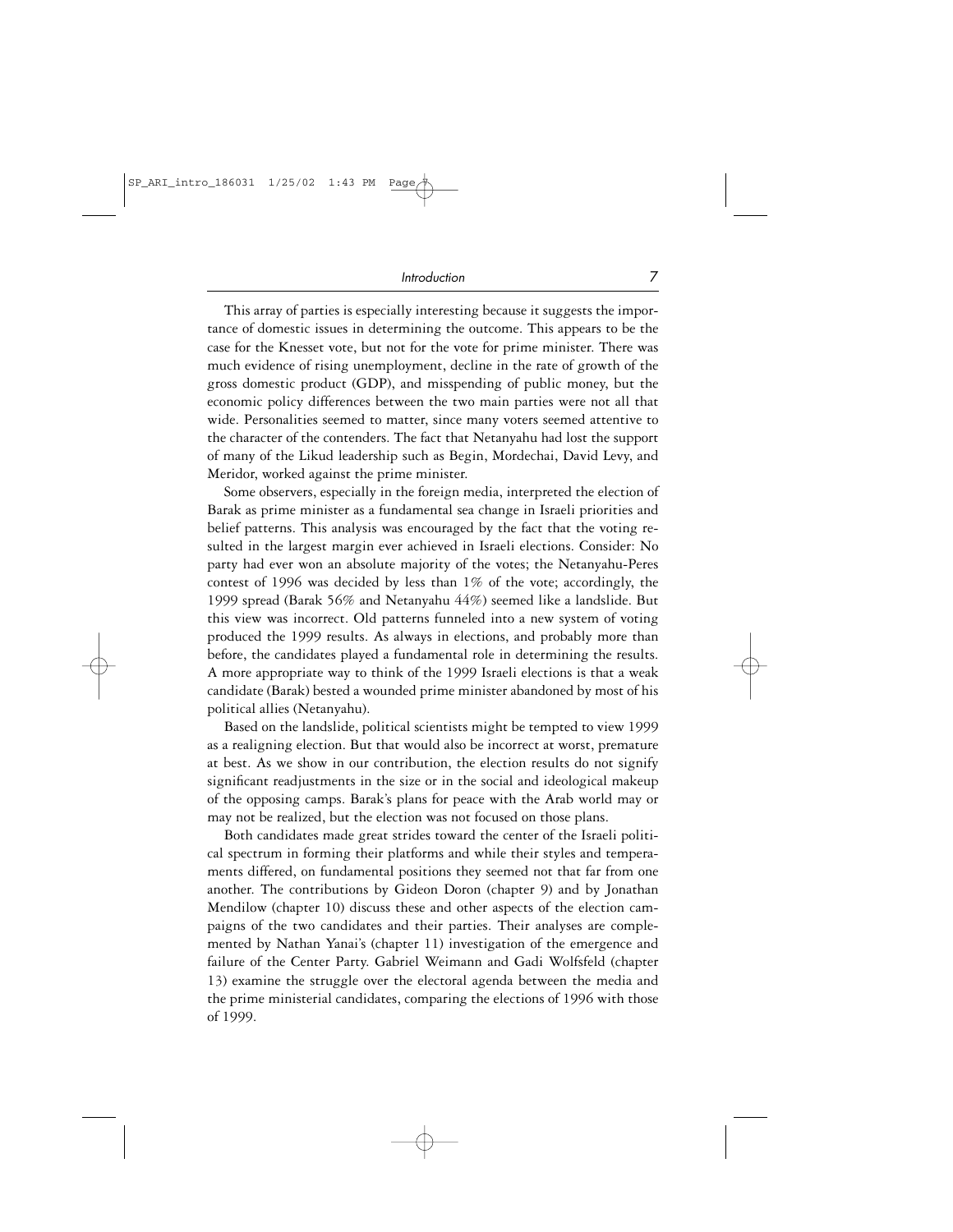This array of parties is especially interesting because it suggests the importance of domestic issues in determining the outcome. This appears to be the case for the Knesset vote, but not for the vote for prime minister. There was much evidence of rising unemployment, decline in the rate of growth of the gross domestic product (GDP), and misspending of public money, but the economic policy differences between the two main parties were not all that wide. Personalities seemed to matter, since many voters seemed attentive to the character of the contenders. The fact that Netanyahu had lost the support of many of the Likud leadership such as Begin, Mordechai, David Levy, and Meridor, worked against the prime minister.

Some observers, especially in the foreign media, interpreted the election of Barak as prime minister as a fundamental sea change in Israeli priorities and belief patterns. This analysis was encouraged by the fact that the voting resulted in the largest margin ever achieved in Israeli elections. Consider: No party had ever won an absolute majority of the votes; the Netanyahu-Peres contest of 1996 was decided by less than 1% of the vote; accordingly, the 1999 spread (Barak 56% and Netanyahu 44%) seemed like a landslide. But this view was incorrect. Old patterns funneled into a new system of voting produced the 1999 results. As always in elections, and probably more than before, the candidates played a fundamental role in determining the results. A more appropriate way to think of the 1999 Israeli elections is that a weak candidate (Barak) bested a wounded prime minister abandoned by most of his political allies (Netanyahu).

Based on the landslide, political scientists might be tempted to view 1999 as a realigning election. But that would also be incorrect at worst, premature at best. As we show in our contribution, the election results do not signify significant readjustments in the size or in the social and ideological makeup of the opposing camps. Barak's plans for peace with the Arab world may or may not be realized, but the election was not focused on those plans.

Both candidates made great strides toward the center of the Israeli political spectrum in forming their platforms and while their styles and temperaments differed, on fundamental positions they seemed not that far from one another. The contributions by Gideon Doron (chapter 9) and by Jonathan Mendilow (chapter 10) discuss these and other aspects of the election campaigns of the two candidates and their parties. Their analyses are complemented by Nathan Yanai's (chapter 11) investigation of the emergence and failure of the Center Party. Gabriel Weimann and Gadi Wolfsfeld (chapter 13) examine the struggle over the electoral agenda between the media and the prime ministerial candidates, comparing the elections of 1996 with those of 1999.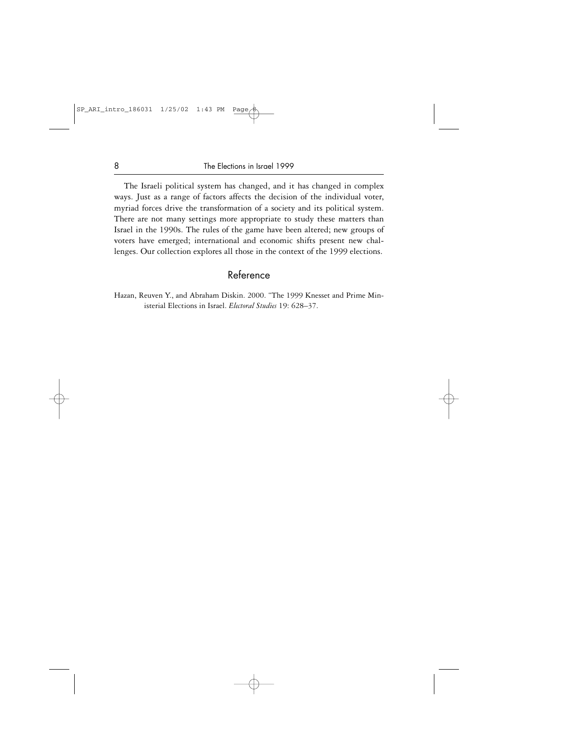The Israeli political system has changed, and it has changed in complex ways. Just as a range of factors affects the decision of the individual voter, myriad forces drive the transformation of a society and its political system. There are not many settings more appropriate to study these matters than Israel in the 1990s. The rules of the game have been altered; new groups of voters have emerged; international and economic shifts present new challenges. Our collection explores all those in the context of the 1999 elections.

## Reference

Hazan, Reuven Y., and Abraham Diskin. 2000. "The 1999 Knesset and Prime Ministerial Elections in Israel. *Electoral Studies* 19: 628–37.